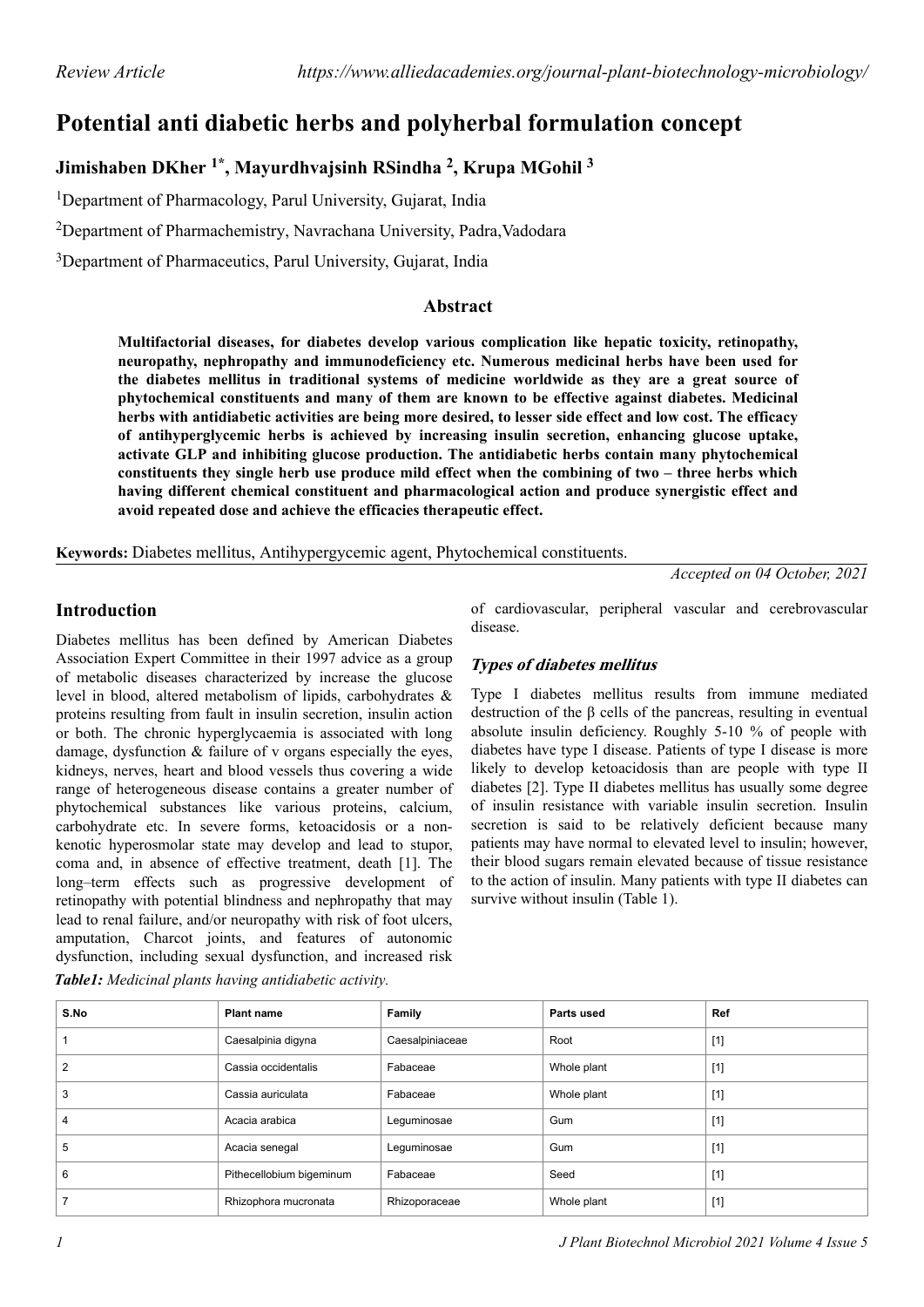Review Article https://www.alliedacademies.org/journal-plant-biotechnology-microbiology/

# Potential anti diabetic herbs and polyherbal formulation concept

**Jimishaben DKher [1*], Mayurdhvajsinh RSindha [2], Krupa MGohil [3]**

[1]Department of Pharmacology, Parul University, Gujarat, India

[2]Department of Pharmachemistry, Navrachana University, Padra,Vadodara

[3]Department of Pharmaceutics, Parul University, Gujarat, India

## Abstract

**Multifactorial diseases, for diabetes develop various complication like hepatic toxicity, retinopathy, neuropathy, nephropathy and immunodeficiency etc. Numerous medicinal herbs have been used for the diabetes mellitus in traditional systems of medicine worldwide as they are a great source of phytochemical constituents and many of them are known to be effective against diabetes. Medicinal herbs with antidiabetic activities are being more desired, to lesser side effect and low cost. The efficacy of antihyperglycemic herbs is achieved by increasing insulin secretion, enhancing glucose uptake, activate GLP and inhibiting glucose production. The antidiabetic herbs contain many phytochemical constituents they single herb use produce mild effect when the combining of two – three herbs which having different chemical constituent and pharmacological action and produce synergistic effect and avoid repeated dose and achieve the efficacies therapeutic effect.**

**Keywords:** Diabetes mellitus, Antihypergycemic agent, Phytochemical constituents.

*Accepted on 04 October, 2021*

## Introduction

Diabetes mellitus has been defined by American Diabetes Association Expert Committee in their 1997 advice as a group of metabolic diseases characterized by increase the glucose level in blood, altered metabolism of lipids, carbohydrates & proteins resulting from fault in insulin secretion, insulin action or both. The chronic hyperglycaemia is associated with long damage, dysfunction & failure of v organs especially the eyes, kidneys, nerves, heart and blood vessels thus covering a wide range of heterogeneous disease contains a greater number of phytochemical substances like various proteins, calcium, carbohydrate etc. In severe forms, ketoacidosis or a non-kenotic hyperosmolar state may develop and lead to stupor, coma and, in absence of effective treatment, death [1]. The long–term effects such as progressive development of retinopathy with potential blindness and nephropathy that may lead to renal failure, and/or neuropathy with risk of foot ulcers, amputation, Charcot joints, and features of autonomic dysfunction, including sexual dysfunction, and increased risk of cardiovascular, peripheral vascular and cerebrovascular disease.

### *Types of diabetes mellitus*

Type I diabetes mellitus results from immune mediated destruction of the β cells of the pancreas, resulting in eventual absolute insulin deficiency. Roughly 5-10 % of people with diabetes have type I disease. Patients of type I disease is more likely to develop ketoacidosis than are people with type II diabetes [2]. Type II diabetes mellitus has usually some degree of insulin resistance with variable insulin secretion. Insulin secretion is said to be relatively deficient because many patients may have normal to elevated level to insulin; however, their blood sugars remain elevated because of tissue resistance to the action of insulin. Many patients with type II diabetes can survive without insulin (Table 1).

***Table1:*** *Medicinal plants having antidiabetic activity.*

| S.No | Plant name | Family | Parts used | Ref |
|---|---|---|---|---|
| 1 | Caesalpinia digyna | Caesalpiniaceae | Root | [1] |
| 2 | Cassia occidentalis | Fabaceae | Whole plant | [1] |
| 3 | Cassia auriculata | Fabaceae | Whole plant | [1] |
| 4 | Acacia arabica | Leguminosae | Gum | [1] |
| 5 | Acacia senegal | Leguminosae | Gum | [1] |
| 6 | Pithecellobium bigeminum | Fabaceae | Seed | [1] |
| 7 | Rhizophora mucronata | Rhizoporaceae | Whole plant | [1] |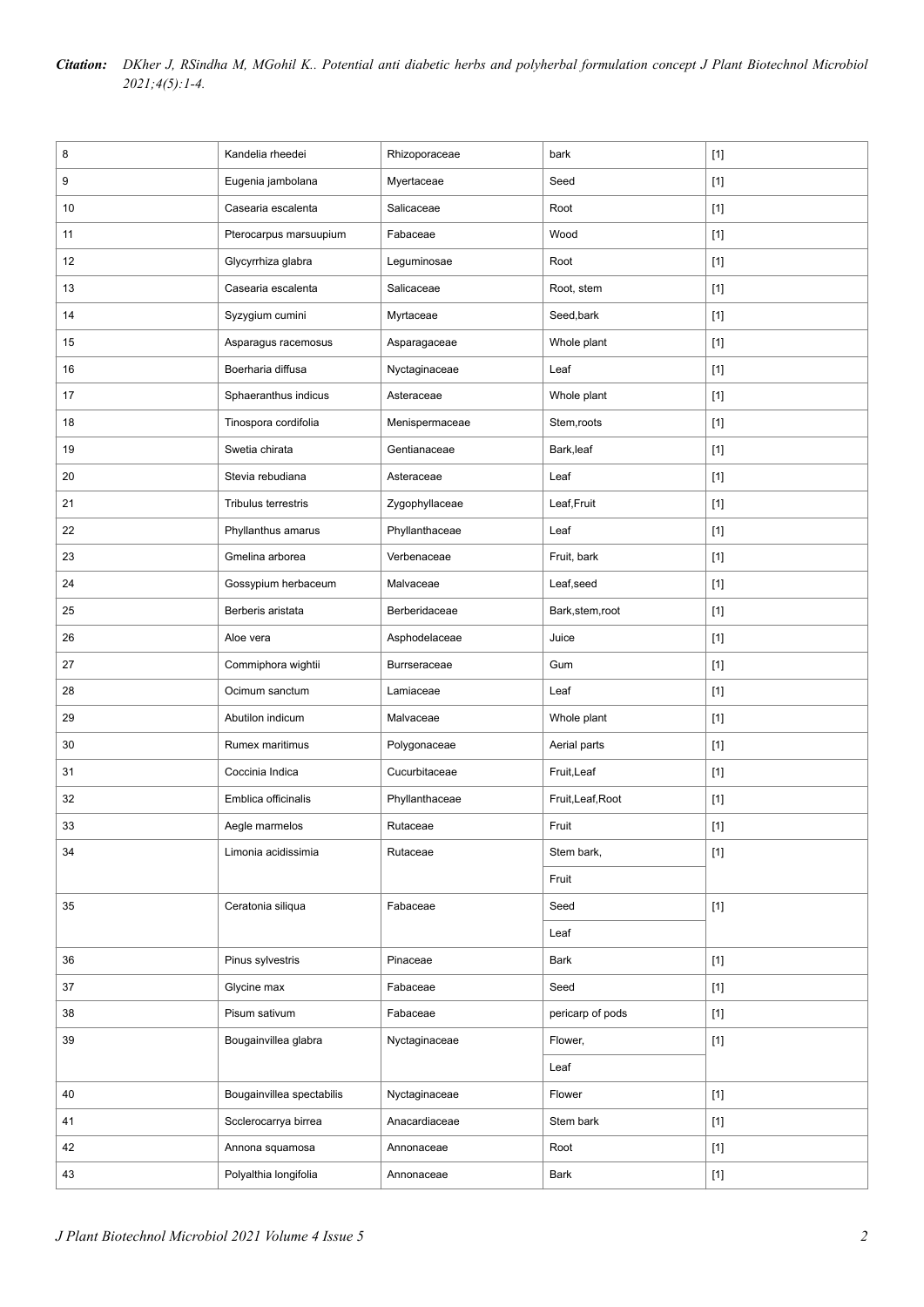| 8 | Kandelia rheedei | Rhizoporaceae | bark | [1] |
|---|---|---|---|---|
| 9 | Eugenia jambolana | Myertaceae | Seed | [1] |
| 10 | Casearia escalenta | Salicaceae | Root | [1] |
| 11 | Pterocarpus marsuupium | Fabaceae | Wood | [1] |
| 12 | Glycyrrhiza glabra | Leguminosae | Root | [1] |
| 13 | Casearia escalenta | Salicaceae | Root, stem | [1] |
| 14 | Syzygium cumini | Myrtaceae | Seed,bark | [1] |
| 15 | Asparagus racemosus | Asparagaceae | Whole plant | [1] |
| 16 | Boerharia diffusa | Nyctaginaceae | Leaf | [1] |
| 17 | Sphaeranthus indicus | Asteraceae | Whole plant | [1] |
| 18 | Tinospora cordifolia | Menispermaceae | Stem,roots | [1] |
| 19 | Swetia chirata | Gentianaceae | Bark,leaf | [1] |
| 20 | Stevia rebudiana | Asteraceae | Leaf | [1] |
| 21 | Tribulus terrestris | Zygophyllaceae | Leaf,Fruit | [1] |
| 22 | Phyllanthus amarus | Phyllanthaceae | Leaf | [1] |
| 23 | Gmelina arborea | Verbenaceae | Fruit, bark | [1] |
| 24 | Gossypium herbaceum | Malvaceae | Leaf,seed | [1] |
| 25 | Berberis aristata | Berberidaceae | Bark,stem,root | [1] |
| 26 | Aloe vera | Asphodelaceae | Juice | [1] |
| 27 | Commiphora wightii | Burrseraceae | Gum | [1] |
| 28 | Ocimum sanctum | Lamiaceae | Leaf | [1] |
| 29 | Abutilon indicum | Malvaceae | Whole plant | [1] |
| 30 | Rumex maritimus | Polygonaceae | Aerial parts | [1] |
| 31 | Coccinia Indica | Cucurbitaceae | Fruit,Leaf | [1] |
| 32 | Emblica officinalis | Phyllanthaceae | Fruit,Leaf,Root | [1] |
| 33 | Aegle marmelos | Rutaceae | Fruit | [1] |
| 34 | Limonia acidissimia | Rutaceae | Stem bark, | [1] |
| | | | Fruit | |
| 35 | Ceratonia siliqua | Fabaceae | Seed | [1] |
| | | | Leaf | |
| 36 | Pinus sylvestris | Pinaceae | Bark | [1] |
| 37 | Glycine max | Fabaceae | Seed | [1] |
| 38 | Pisum sativum | Fabaceae | pericarp of pods | [1] |
| 39 | Bougainvillea glabra | Nyctaginaceae | Flower, | [1] |
| | | | Leaf | |
| 40 | Bougainvillea spectabilis | Nyctaginaceae | Flower | [1] |
| 41 | Scclerocarrya birrea | Anacardiaceae | Stem bark | [1] |
| 42 | Annona squamosa | Annonaceae | Root | [1] |
| 43 | Polyalthia longifolia | Annonaceae | Bark | [1] |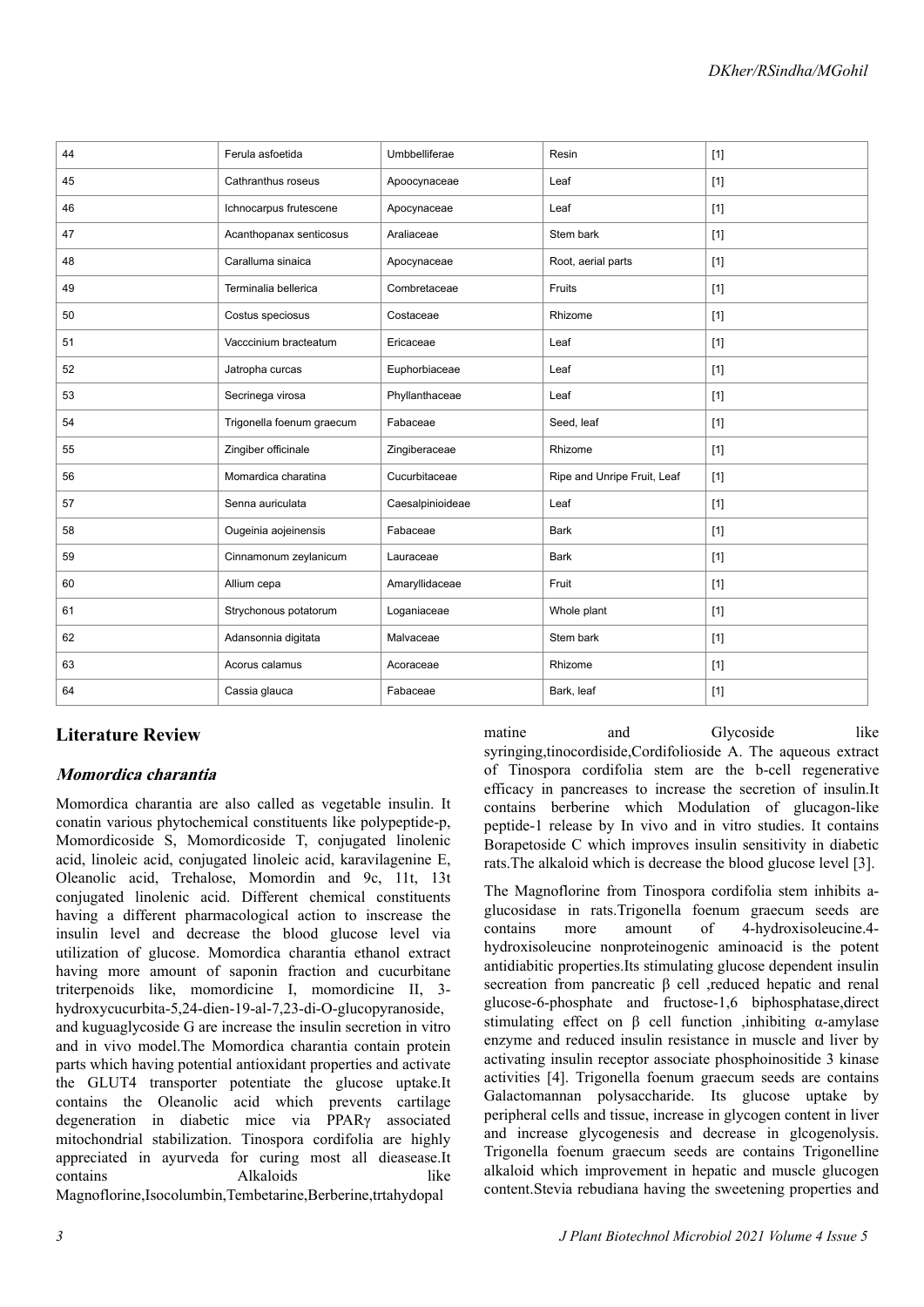| 44 | Ferula asfoetida | Umbbelliferae | Resin | [1] |
|---|---|---|---|---|
| 45 | Cathranthus roseus | Apoocynaceae | Leaf | [1] |
| 46 | Ichnocarpus frutescene | Apocynaceae | Leaf | [1] |
| 47 | Acanthopanax senticosus | Araliaceae | Stem bark | [1] |
| 48 | Caralluma sinaica | Apocynaceae | Root, aerial parts | [1] |
| 49 | Terminalia bellerica | Combretaceae | Fruits | [1] |
| 50 | Costus speciosus | Costaceae | Rhizome | [1] |
| 51 | Vacccinium bracteatum | Ericaceae | Leaf | [1] |
| 52 | Jatropha curcas | Euphorbiaceae | Leaf | [1] |
| 53 | Secrinega virosa | Phyllanthaceae | Leaf | [1] |
| 54 | Trigonella foenum graecum | Fabaceae | Seed, leaf | [1] |
| 55 | Zingiber officinale | Zingiberaceae | Rhizome | [1] |
| 56 | Momardica charatina | Cucurbitaceae | Ripe and Unripe Fruit, Leaf | [1] |
| 57 | Senna auriculata | Caesalpinioideae | Leaf | [1] |
| 58 | Ougeinia aojeinensis | Fabaceae | Bark | [1] |
| 59 | Cinnamonum zeylanicum | Lauraceae | Bark | [1] |
| 60 | Allium cepa | Amaryllidaceae | Fruit | [1] |
| 61 | Strychonous potatorum | Loganiaceae | Whole plant | [1] |
| 62 | Adansonnia digitata | Malvaceae | Stem bark | [1] |
| 63 | Acorus calamus | Acoraceae | Rhizome | [1] |
| 64 | Cassia glauca | Fabaceae | Bark, leaf | [1] |

## Literature Review

### *Momordica charantia*

Momordica charantia are also called as vegetable insulin. It conatin various phytochemical constituents like polypeptide-p, Momordicoside S, Momordicoside T, conjugated linolenic acid, linoleic acid, conjugated linoleic acid, karavilagenine E, Oleanolic acid, Trehalose, Momordin and 9c, 11t, 13t conjugated linolenic acid. Different chemical constituents having a different pharmacological action to inscrease the insulin level and decrease the blood glucose level via utilization of glucose. Momordica charantia ethanol extract having more amount of saponin fraction and cucurbitane triterpenoids like, momordicine I, momordicine II, 3-hydroxycucurbita-5,24-dien-19-al-7,23-di-O-glucopyranoside, and kuguaglycoside G are increase the insulin secretion in vitro and in vivo model.The Momordica charantia contain protein parts which having potential antioxidant properties and activate the GLUT4 transporter potentiate the glucose uptake.It contains the Oleanolic acid which prevents cartilage degeneration in diabetic mice via PPARγ associated mitochondrial stabilization. Tinospora cordifolia are highly appreciated in ayurveda for curing most all dieasease.It contains Alkaloids like Magnoflorine,Isocolumbin,Tembetarine,Berberine,trtahydopal matine and Glycoside like syringing,tinocordiside,Cordifolioside A. The aqueous extract of Tinospora cordifolia stem are the b-cell regenerative efficacy in pancreases to increase the secretion of insulin.It contains berberine which Modulation of glucagon-like peptide-1 release by In vivo and in vitro studies. It contains Borapetoside C which improves insulin sensitivity in diabetic rats.The alkaloid which is decrease the blood glucose level [3].

The Magnoflorine from Tinospora cordifolia stem inhibits a-glucosidase in rats.Trigonella foenum graecum seeds are contains more amount of 4-hydroxisoleucine.4-hydroxisoleucine nonproteinogenic aminoacid is the potent antidiabitic properties.Its stimulating glucose dependent insulin secreation from pancreatic β cell ,reduced hepatic and renal glucose-6-phosphate and fructose-1,6 biphosphatase,direct stimulating effect on β cell function ,inhibiting α-amylase enzyme and reduced insulin resistance in muscle and liver by activating insulin receptor associate phosphoinositide 3 kinase activities [4]. Trigonella foenum graecum seeds are contains Galactomannan polysaccharide. Its glucose uptake by peripheral cells and tissue, increase in glycogen content in liver and increase glycogenesis and decrease in glcogenolysis. Trigonella foenum graecum seeds are contains Trigonelline alkaloid which improvement in hepatic and muscle glucogen content.Stevia rebudiana having the sweetening properties and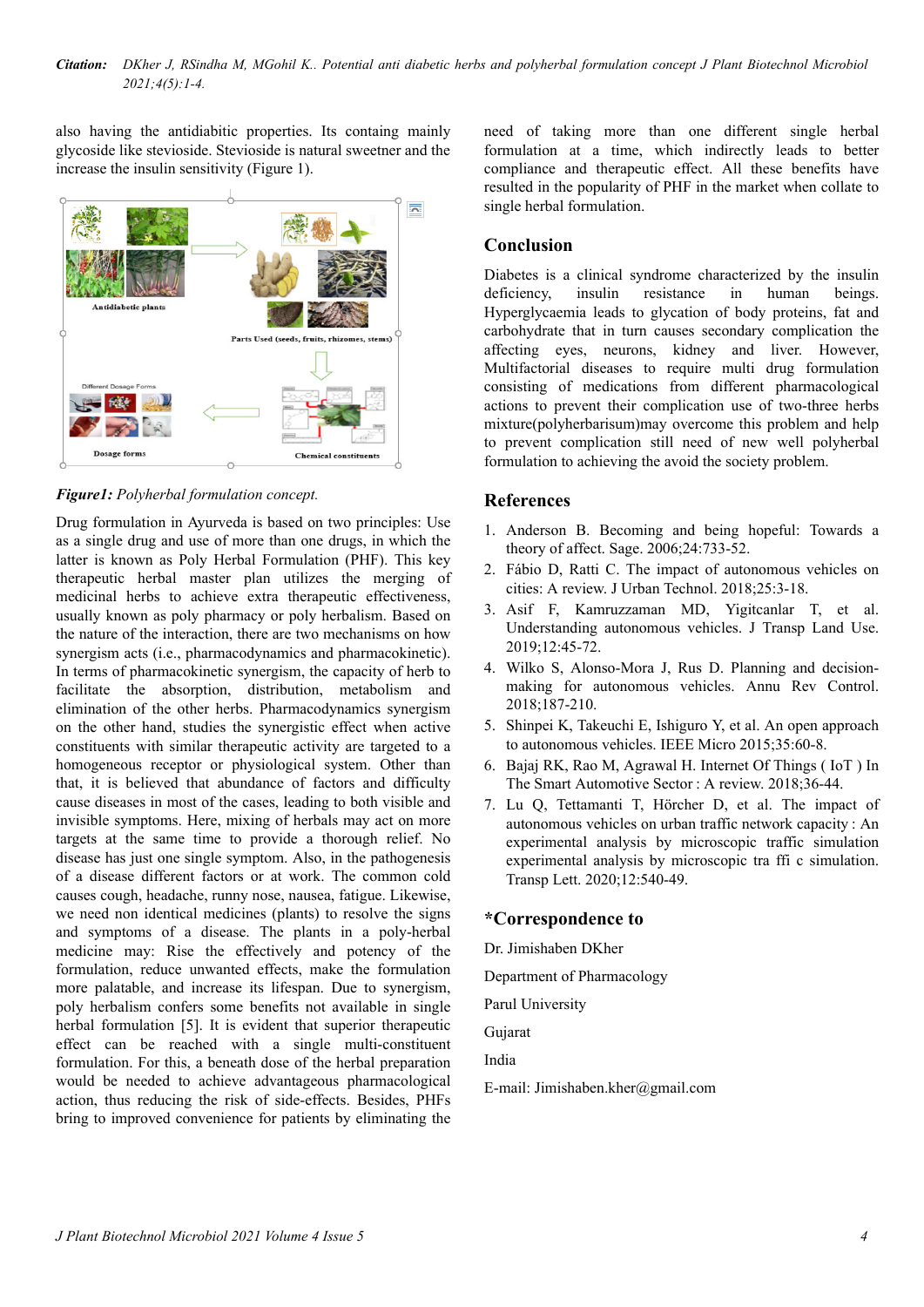also having the antidiabitic properties. Its containg mainly glycoside like stevioside. Stevioside is natural sweetner and the increase the insulin sensitivity (Figure 1).

Antidiabetic plants

Parts Used (seeds, fruits, rhizomes, stems)

Different Dosage Forms

Dosage forms

Chemical constituents

***Figure1:*** *Polyherbal formulation concept.*

Drug formulation in Ayurveda is based on two principles: Use as a single drug and use of more than one drugs, in which the latter is known as Poly Herbal Formulation (PHF). This key therapeutic herbal master plan utilizes the merging of medicinal herbs to achieve extra therapeutic effectiveness, usually known as poly pharmacy or poly herbalism. Based on the nature of the interaction, there are two mechanisms on how synergism acts (i.e., pharmacodynamics and pharmacokinetic). In terms of pharmacokinetic synergism, the capacity of herb to facilitate the absorption, distribution, metabolism and elimination of the other herbs. Pharmacodynamics synergism on the other hand, studies the synergistic effect when active constituents with similar therapeutic activity are targeted to a homogeneous receptor or physiological system. Other than that, it is believed that abundance of factors and difficulty cause diseases in most of the cases, leading to both visible and invisible symptoms. Here, mixing of herbals may act on more targets at the same time to provide a thorough relief. No disease has just one single symptom. Also, in the pathogenesis of a disease different factors or at work. The common cold causes cough, headache, runny nose, nausea, fatigue. Likewise, we need non identical medicines (plants) to resolve the signs and symptoms of a disease. The plants in a poly-herbal medicine may: Rise the effectively and potency of the formulation, reduce unwanted effects, make the formulation more palatable, and increase its lifespan. Due to synergism, poly herbalism confers some benefits not available in single herbal formulation [5]. It is evident that superior therapeutic effect can be reached with a single multi-constituent formulation. For this, a beneath dose of the herbal preparation would be needed to achieve advantageous pharmacological action, thus reducing the risk of side-effects. Besides, PHFs bring to improved convenience for patients by eliminating the need of taking more than one different single herbal formulation at a time, which indirectly leads to better compliance and therapeutic effect. All these benefits have resulted in the popularity of PHF in the market when collate to single herbal formulation.

## Conclusion

Diabetes is a clinical syndrome characterized by the insulin deficiency, insulin resistance in human beings. Hyperglycaemia leads to glycation of body proteins, fat and carbohydrate that in turn causes secondary complication the affecting eyes, neurons, kidney and liver. However, Multifactorial diseases to require multi drug formulation consisting of medications from different pharmacological actions to prevent their complication use of two-three herbs mixture(polyherbarisum)may overcome this problem and help to prevent complication still need of new well polyherbal formulation to achieving the avoid the society problem.

## References

1. Anderson B. Becoming and being hopeful: Towards a theory of affect. Sage. 2006;24:733-52.
2. Fábio D, Ratti C. The impact of autonomous vehicles on cities: A review. J Urban Technol. 2018;25:3-18.
3. Asif F, Kamruzzaman MD, Yigitcanlar T, et al. Understanding autonomous vehicles. J Transp Land Use. 2019;12:45-72.
4. Wilko S, Alonso-Mora J, Rus D. Planning and decision-making for autonomous vehicles. Annu Rev Control. 2018;187-210.
5. Shinpei K, Takeuchi E, Ishiguro Y, et al. An open approach to autonomous vehicles. IEEE Micro 2015;35:60-8.
6. Bajaj RK, Rao M, Agrawal H. Internet Of Things ( IoT ) In The Smart Automotive Sector : A review. 2018;36-44.
7. Lu Q, Tettamanti T, Hörcher D, et al. The impact of autonomous vehicles on urban traffic network capacity : An experimental analysis by microscopic traffic simulation experimental analysis by microscopic tra ffi c simulation. Transp Lett. 2020;12:540-49.

## *Correspondence to

Dr. Jimishaben DKher

Department of Pharmacology

Parul University

Gujarat

India

E-mail: Jimishaben.kher@gmail.com